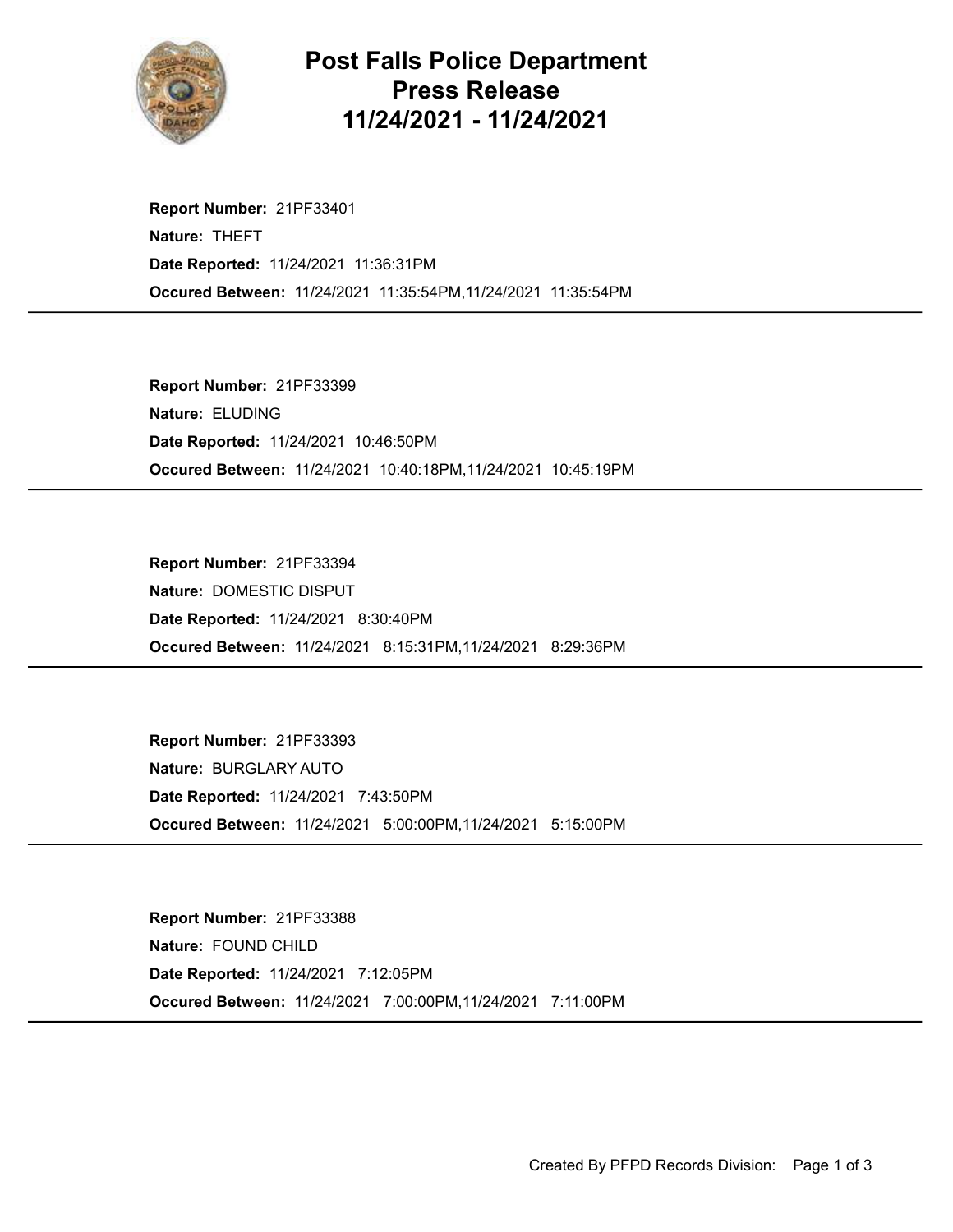# Post Falls Police Department
# Press Release
# 11/24/2021 - 11/24/2021

**Report Number:** 21PF33401
**Nature:** THEFT
**Date Reported:** 11/24/2021 11:36:31PM
**Occured Between:** 11/24/2021 11:35:54PM,11/24/2021 11:35:54PM

---

**Report Number:** 21PF33399
**Nature:** ELUDING
**Date Reported:** 11/24/2021 10:46:50PM
**Occured Between:** 11/24/2021 10:40:18PM,11/24/2021 10:45:19PM

---

**Report Number:** 21PF33394
**Nature:** DOMESTIC DISPUT
**Date Reported:** 11/24/2021 8:30:40PM
**Occured Between:** 11/24/2021 8:15:31PM,11/24/2021 8:29:36PM

---

**Report Number:** 21PF33393
**Nature:** BURGLARY AUTO
**Date Reported:** 11/24/2021 7:43:50PM
**Occured Between:** 11/24/2021 5:00:00PM,11/24/2021 5:15:00PM

---

**Report Number:** 21PF33388
**Nature:** FOUND CHILD
**Date Reported:** 11/24/2021 7:12:05PM
**Occured Between:** 11/24/2021 7:00:00PM,11/24/2021 7:11:00PM

---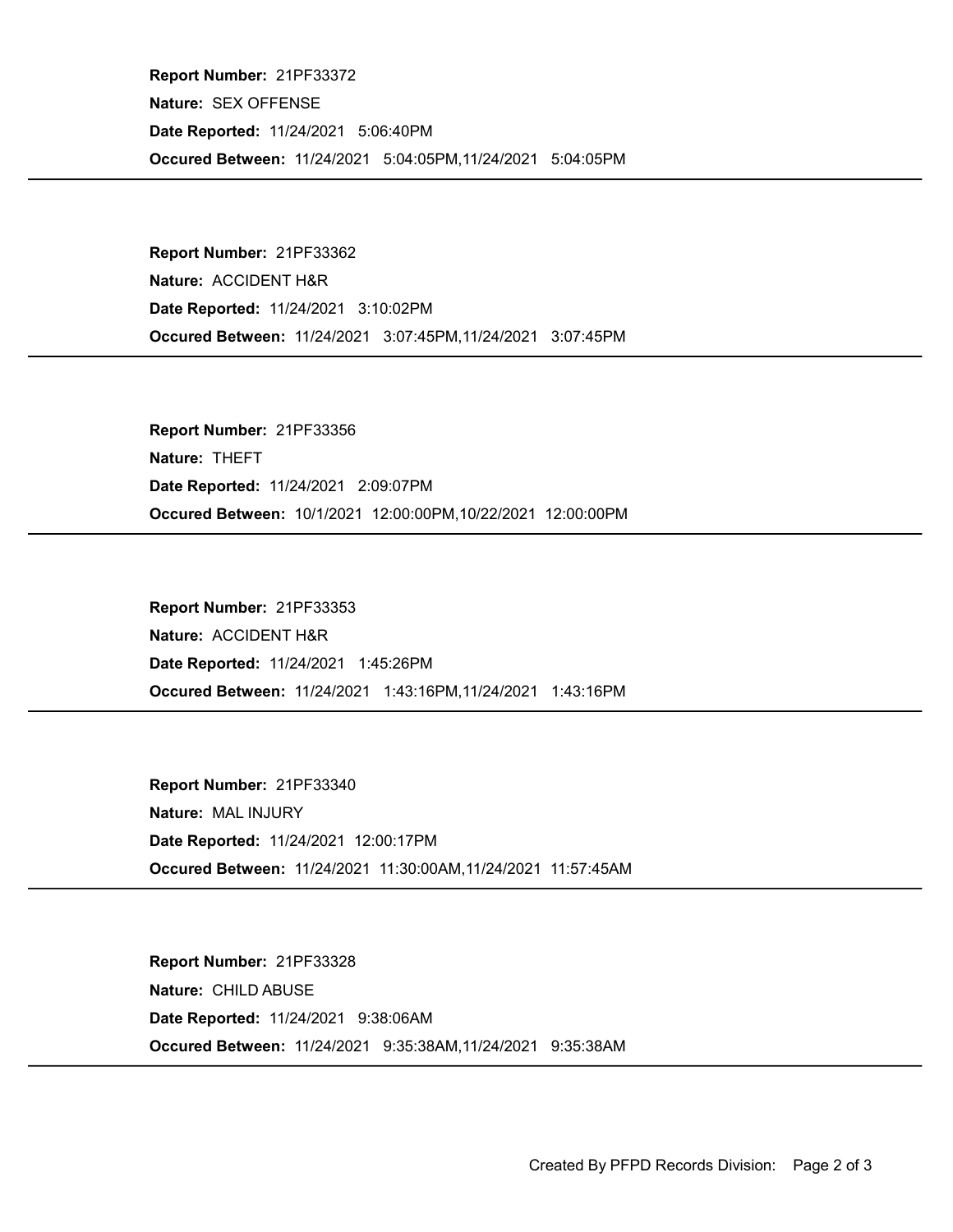**Report Number:** 21PF33372
**Nature:** SEX OFFENSE
**Date Reported:** 11/24/2021 5:06:40PM
**Occured Between:** 11/24/2021 5:04:05PM,11/24/2021 5:04:05PM

---

**Report Number:** 21PF33362
**Nature:** ACCIDENT H&R
**Date Reported:** 11/24/2021 3:10:02PM
**Occured Between:** 11/24/2021 3:07:45PM,11/24/2021 3:07:45PM

---

**Report Number:** 21PF33356
**Nature:** THEFT
**Date Reported:** 11/24/2021 2:09:07PM
**Occured Between:** 10/1/2021 12:00:00PM,10/22/2021 12:00:00PM

---

**Report Number:** 21PF33353
**Nature:** ACCIDENT H&R
**Date Reported:** 11/24/2021 1:45:26PM
**Occured Between:** 11/24/2021 1:43:16PM,11/24/2021 1:43:16PM

---

**Report Number:** 21PF33340
**Nature:** MAL INJURY
**Date Reported:** 11/24/2021 12:00:17PM
**Occured Between:** 11/24/2021 11:30:00AM,11/24/2021 11:57:45AM

---

**Report Number:** 21PF33328
**Nature:** CHILD ABUSE
**Date Reported:** 11/24/2021 9:38:06AM
**Occured Between:** 11/24/2021 9:35:38AM,11/24/2021 9:35:38AM

---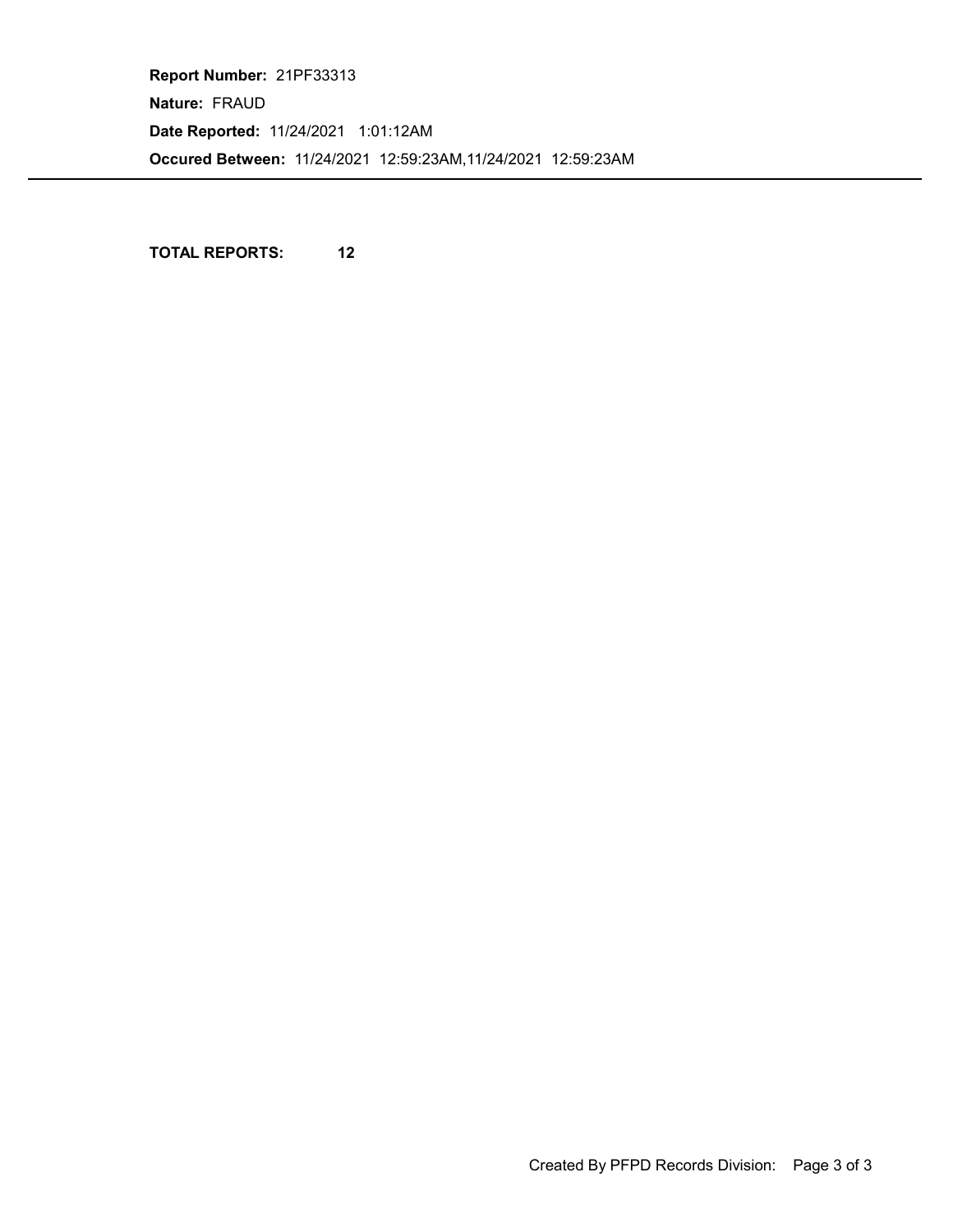**Report Number:** 21PF33313

**Nature:** FRAUD

**Date Reported:** 11/24/2021 1:01:12AM

**Occured Between:** 11/24/2021 12:59:23AM,11/24/2021 12:59:23AM

---

**TOTAL REPORTS: 12**

Created By PFPD Records Division: